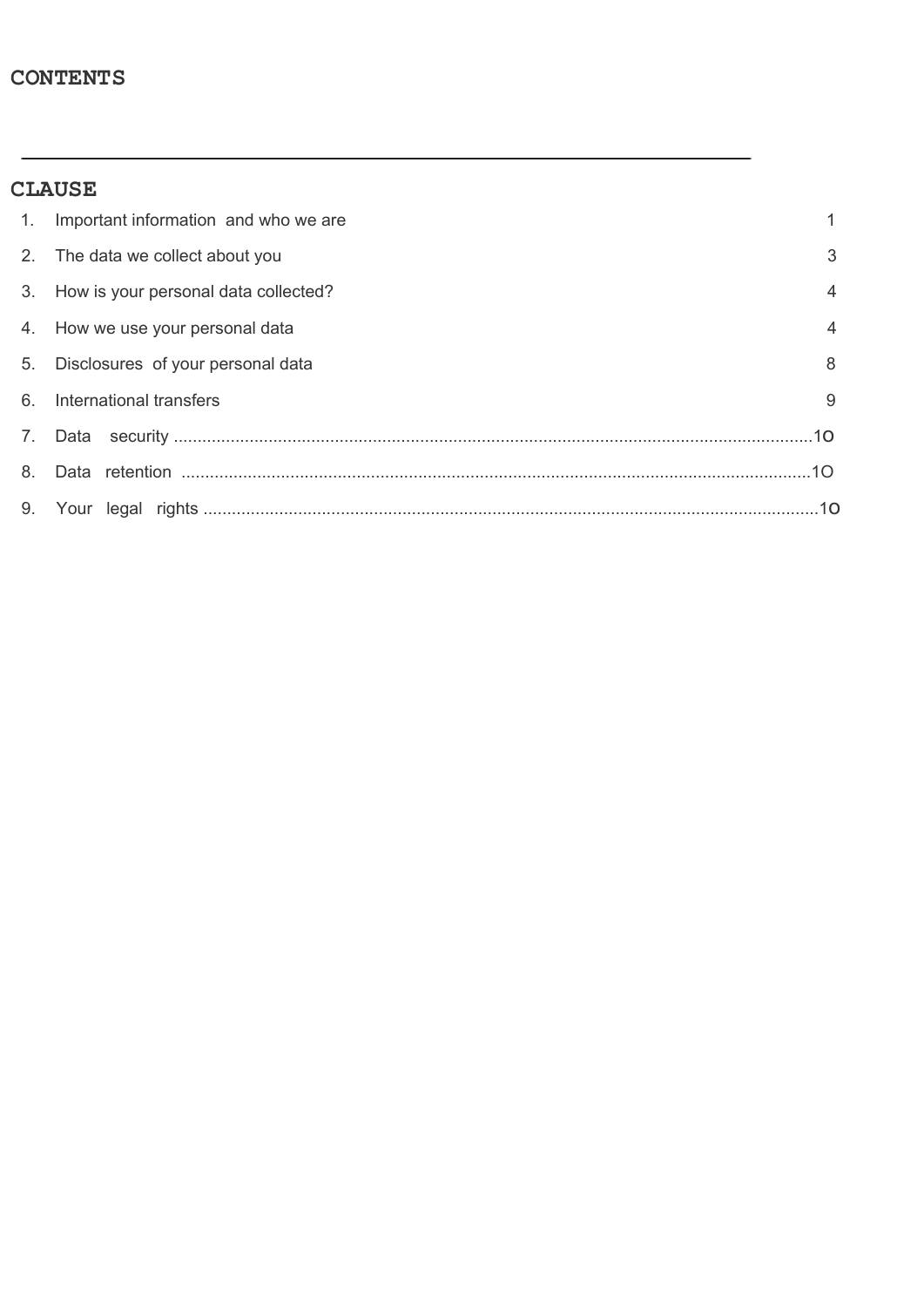# CONTENTS

---

## CLAUSE

| | | |
|---|---|---|
| 1. | Important information and who we are | 1 |
| 2. | The data we collect about you | 3 |
| 3. | How is your personal data collected? | 4 |
| 4. | How we use your personal data | 4 |
| 5. | Disclosures of your personal data | 8 |
| 6. | International transfers | 9 |
| 7. | Data security | 10 |
| 8. | Data retention | 10 |
| 9. | Your legal rights | 10 |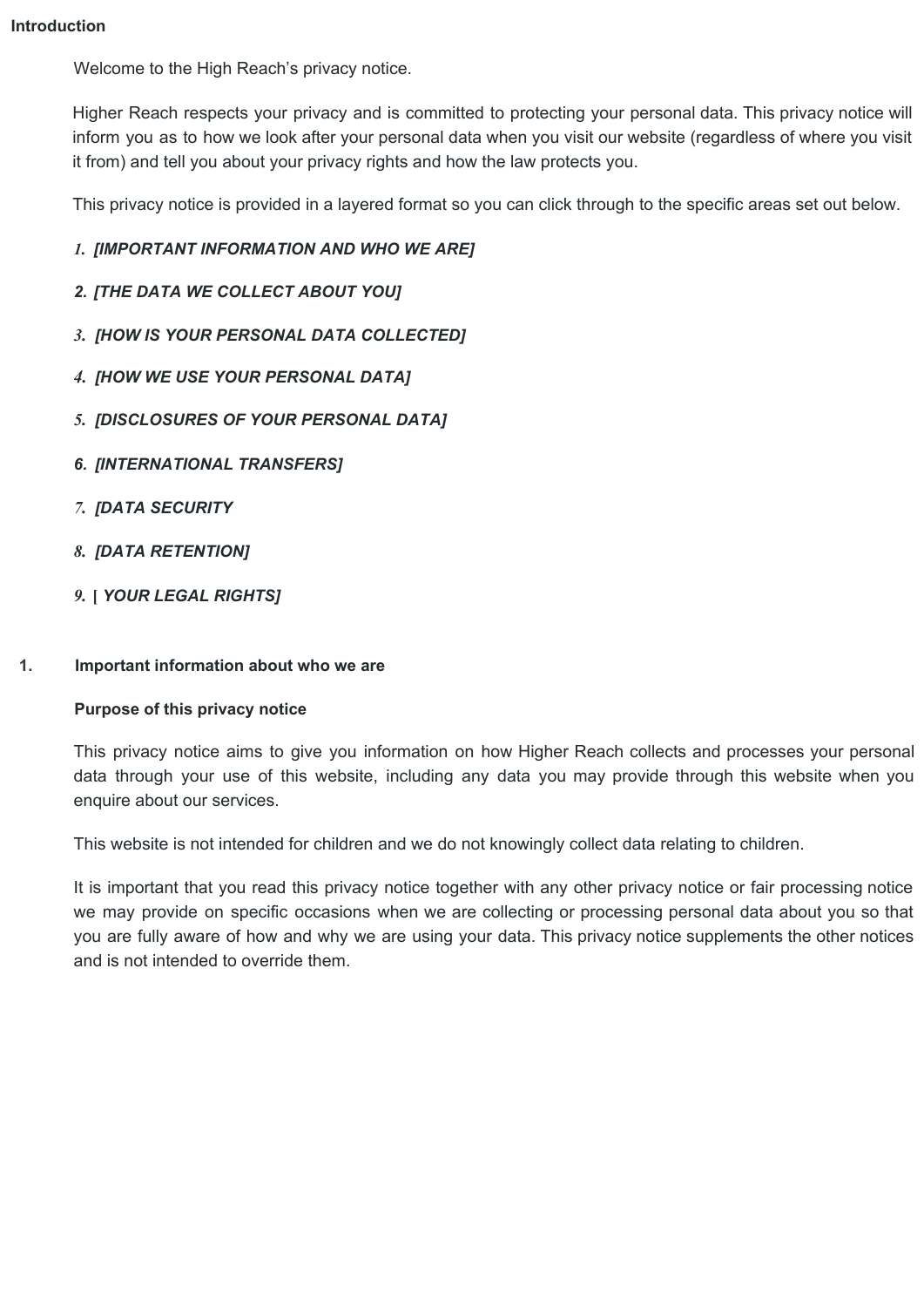**Introduction**

Welcome to the High Reach's privacy notice.

Higher Reach respects your privacy and is committed to protecting your personal data. This privacy notice will inform you as to how we look after your personal data when you visit our website (regardless of where you visit it from) and tell you about your privacy rights and how the law protects you.

This privacy notice is provided in a layered format so you can click through to the specific areas set out below.

1. ***[IMPORTANT INFORMATION AND WHO WE ARE]***
2. ***[THE DATA WE COLLECT ABOUT YOU]***
3. ***[HOW IS YOUR PERSONAL DATA COLLECTED]***
4. ***[HOW WE USE YOUR PERSONAL DATA]***
5. ***[DISCLOSURES OF YOUR PERSONAL DATA]***
6. ***[INTERNATIONAL TRANSFERS]***
7. ***[DATA SECURITY***
8. ***[DATA RETENTION]***
9. ***[ YOUR LEGAL RIGHTS]***

## 1. Important information about who we are

**Purpose of this privacy notice**

This privacy notice aims to give you information on how Higher Reach collects and processes your personal data through your use of this website, including any data you may provide through this website when you enquire about our services.

This website is not intended for children and we do not knowingly collect data relating to children.

It is important that you read this privacy notice together with any other privacy notice or fair processing notice we may provide on specific occasions when we are collecting or processing personal data about you so that you are fully aware of how and why we are using your data. This privacy notice supplements the other notices and is not intended to override them.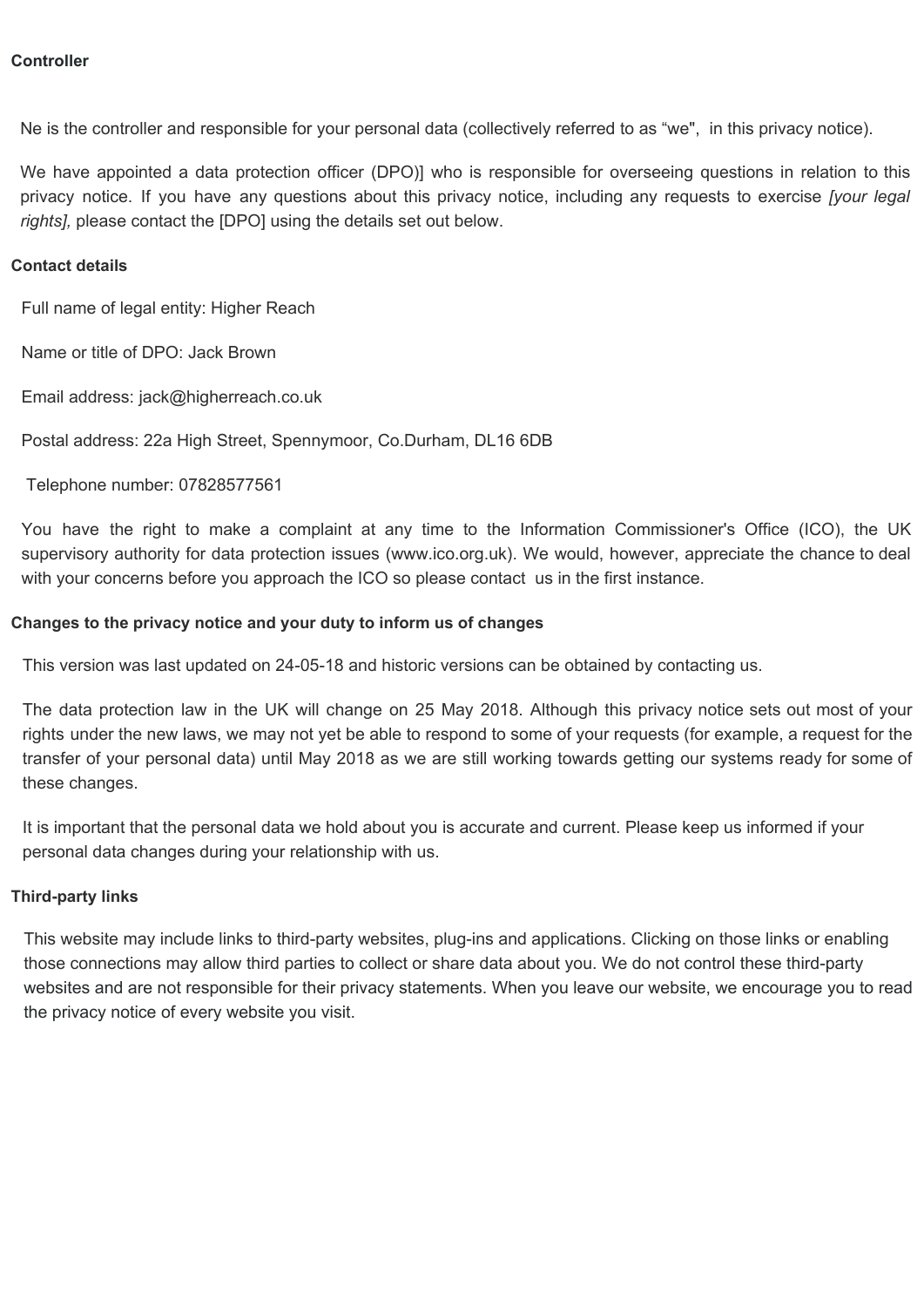**Controller**

Ne is the controller and responsible for your personal data (collectively referred to as “we",  in this privacy notice).

We have appointed a data protection officer (DPO)] who is responsible for overseeing questions in relation to this privacy notice. If you have any questions about this privacy notice, including any requests to exercise *[your legal rights],* please contact the [DPO] using the details set out below.

**Contact details**

Full name of legal entity: Higher Reach

Name or title of DPO: Jack Brown

Email address: jack@higherreach.co.uk

Postal address: 22a High Street, Spennymoor, Co.Durham, DL16 6DB

Telephone number: 07828577561

You have the right to make a complaint at any time to the Information Commissioner's Office (ICO), the UK supervisory authority for data protection issues (www.ico.org.uk). We would, however, appreciate the chance to deal with your concerns before you approach the ICO so please contact  us in the first instance.

**Changes to the privacy notice and your duty to inform us of changes**

This version was last updated on 24-05-18 and historic versions can be obtained by contacting us.

The data protection law in the UK will change on 25 May 2018. Although this privacy notice sets out most of your rights under the new laws, we may not yet be able to respond to some of your requests (for example, a request for the transfer of your personal data) until May 2018 as we are still working towards getting our systems ready for some of these changes.

It is important that the personal data we hold about you is accurate and current. Please keep us informed if your personal data changes during your relationship with us.

**Third-party links**

This website may include links to third-party websites, plug-ins and applications. Clicking on those links or enabling those connections may allow third parties to collect or share data about you. We do not control these third-party websites and are not responsible for their privacy statements. When you leave our website, we encourage you to read the privacy notice of every website you visit.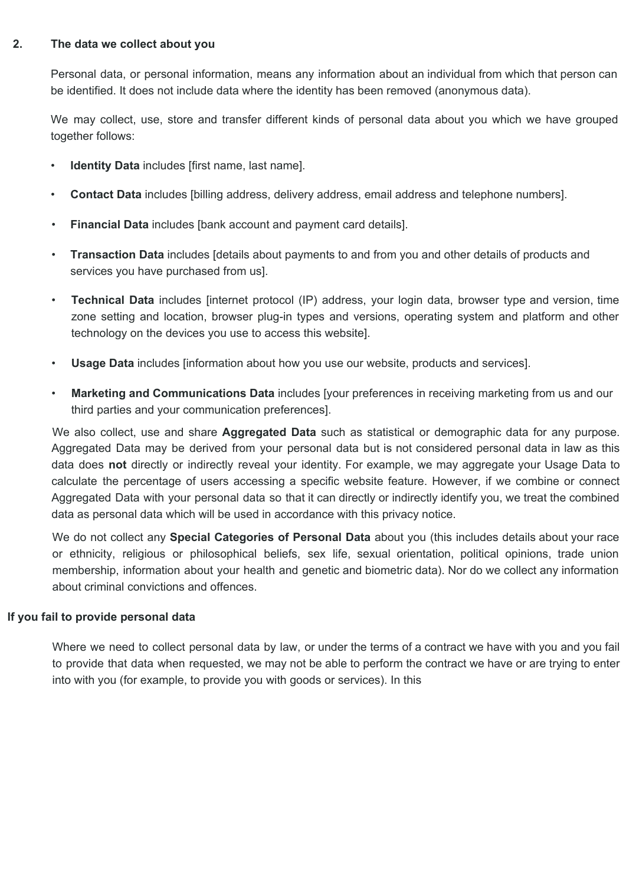## 2. The data we collect about you

Personal data, or personal information, means any information about an individual from which that person can be identified. It does not include data where the identity has been removed (anonymous data).

We may collect, use, store and transfer different kinds of personal data about you which we have grouped together follows:

- **Identity Data** includes [first name, last name].
- **Contact Data** includes [billing address, delivery address, email address and telephone numbers].
- **Financial Data** includes [bank account and payment card details].
- **Transaction Data** includes [details about payments to and from you and other details of products and services you have purchased from us].
- **Technical Data** includes [internet protocol (IP) address, your login data, browser type and version, time zone setting and location, browser plug-in types and versions, operating system and platform and other technology on the devices you use to access this website].
- **Usage Data** includes [information about how you use our website, products and services].
- **Marketing and Communications Data** includes [your preferences in receiving marketing from us and our third parties and your communication preferences].

We also collect, use and share **Aggregated Data** such as statistical or demographic data for any purpose. Aggregated Data may be derived from your personal data but is not considered personal data in law as this data does **not** directly or indirectly reveal your identity. For example, we may aggregate your Usage Data to calculate the percentage of users accessing a specific website feature. However, if we combine or connect Aggregated Data with your personal data so that it can directly or indirectly identify you, we treat the combined data as personal data which will be used in accordance with this privacy notice.

We do not collect any **Special Categories of Personal Data** about you (this includes details about your race or ethnicity, religious or philosophical beliefs, sex life, sexual orientation, political opinions, trade union membership, information about your health and genetic and biometric data). Nor do we collect any information about criminal convictions and offences.

### If you fail to provide personal data

Where we need to collect personal data by law, or under the terms of a contract we have with you and you fail to provide that data when requested, we may not be able to perform the contract we have or are trying to enter into with you (for example, to provide you with goods or services). In this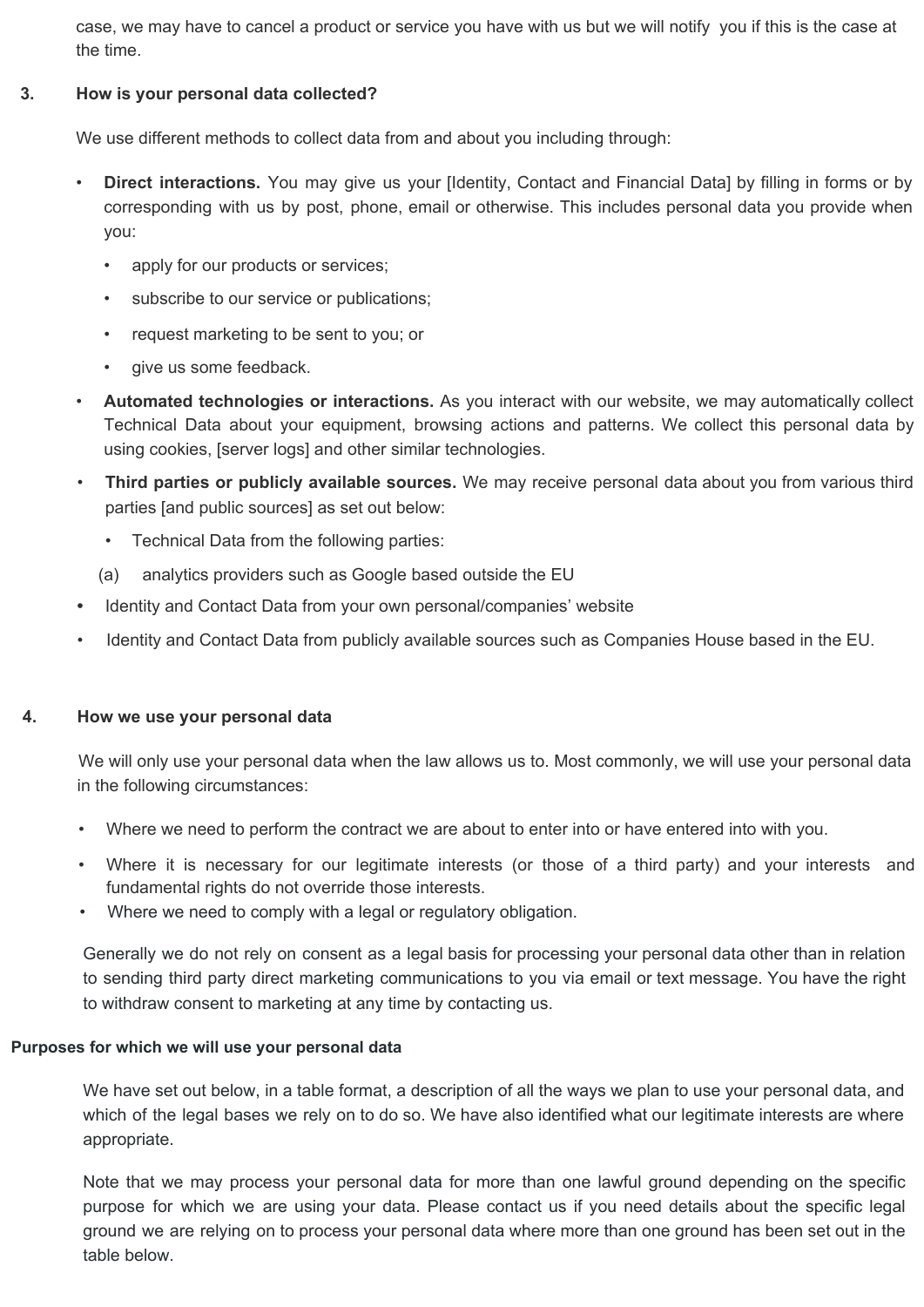case, we may have to cancel a product or service you have with us but we will notify you if this is the case at the time.

## 3. How is your personal data collected?

We use different methods to collect data from and about you including through:

- **Direct interactions.** You may give us your [Identity, Contact and Financial Data] by filling in forms or by corresponding with us by post, phone, email or otherwise. This includes personal data you provide when you:
  - apply for our products or services;
  - subscribe to our service or publications;
  - request marketing to be sent to you; or
  - give us some feedback.
- **Automated technologies or interactions.** As you interact with our website, we may automatically collect Technical Data about your equipment, browsing actions and patterns. We collect this personal data by using cookies, [server logs] and other similar technologies.
- **Third parties or publicly available sources.** We may receive personal data about you from various third parties [and public sources] as set out below:
  - Technical Data from the following parties:

    (a) analytics providers such as Google based outside the EU
- Identity and Contact Data from your own personal/companies' website
- Identity and Contact Data from publicly available sources such as Companies House based in the EU.

## 4. How we use your personal data

We will only use your personal data when the law allows us to. Most commonly, we will use your personal data in the following circumstances:

- Where we need to perform the contract we are about to enter into or have entered into with you.
- Where it is necessary for our legitimate interests (or those of a third party) and your interests and fundamental rights do not override those interests.
- Where we need to comply with a legal or regulatory obligation.

Generally we do not rely on consent as a legal basis for processing your personal data other than in relation to sending third party direct marketing communications to you via email or text message. You have the right to withdraw consent to marketing at any time by contacting us.

### Purposes for which we will use your personal data

We have set out below, in a table format, a description of all the ways we plan to use your personal data, and which of the legal bases we rely on to do so. We have also identified what our legitimate interests are where appropriate.

Note that we may process your personal data for more than one lawful ground depending on the specific purpose for which we are using your data. Please contact us if you need details about the specific legal ground we are relying on to process your personal data where more than one ground has been set out in the table below.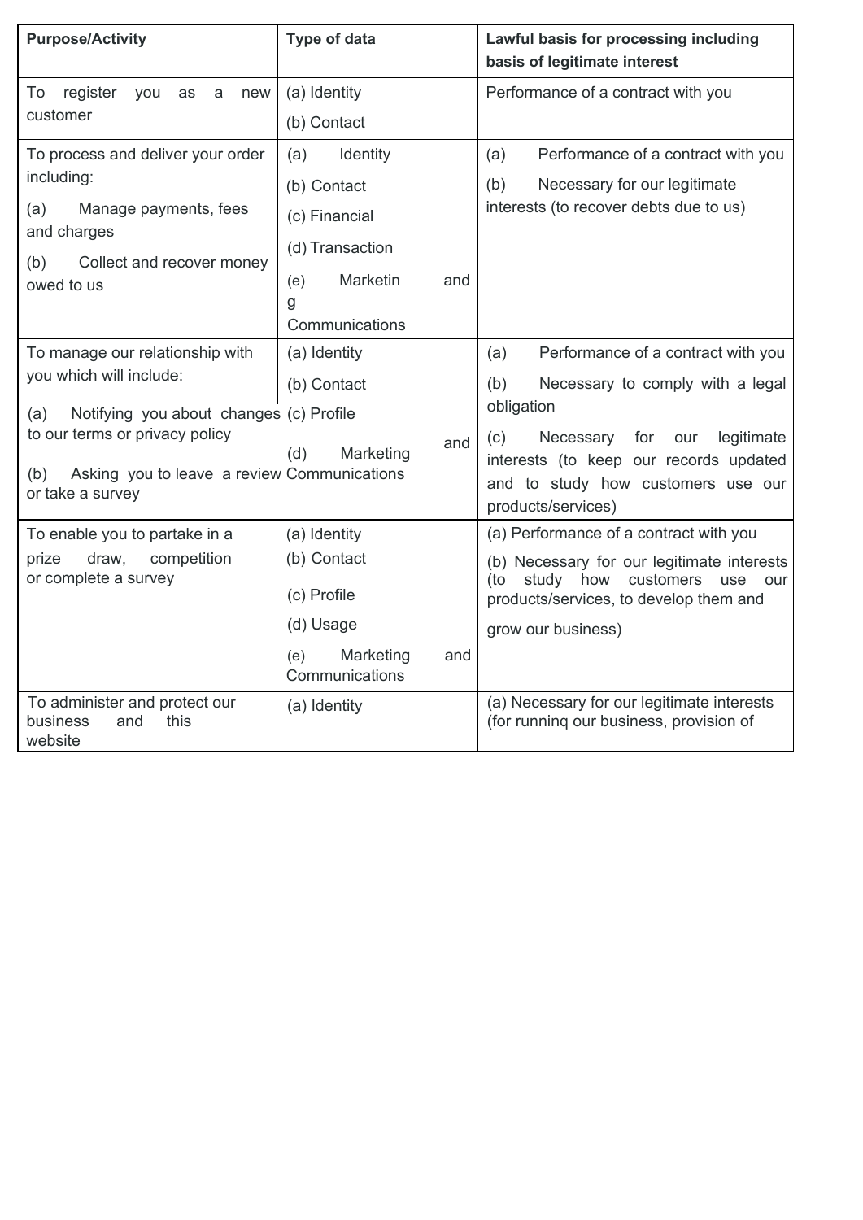| Purpose/Activity | Type of data | Lawful basis for processing including basis of legitimate interest |
|---|---|---|
| To register you as a new customer | (a) Identity<br>(b) Contact | Performance of a contract with you |
| To process and deliver your order including:<br>(a) Manage payments, fees and charges<br>(b) Collect and recover money owed to us | (a) Identity<br>(b) Contact<br>(c) Financial<br>(d) Transaction<br>(e) Marketing and Communications | (a) Performance of a contract with you<br>(b) Necessary for our legitimate interests (to recover debts due to us) |
| To manage our relationship with you which will include:<br>(a) Notifying you about changes to our terms or privacy policy<br>(b) Asking you to leave a review or take a survey | (a) Identity<br>(b) Contact<br>(c) Profile<br>(d) Marketing and Communications | (a) Performance of a contract with you<br>(b) Necessary to comply with a legal obligation<br>(c) Necessary for our legitimate interests (to keep our records updated and to study how customers use our products/services) |
| To enable you to partake in a prize draw, competition or complete a survey | (a) Identity<br>(b) Contact<br>(c) Profile<br>(d) Usage<br>(e) Marketing and Communications | (a) Performance of a contract with you<br>(b) Necessary for our legitimate interests (to study how customers use our products/services, to develop them and grow our business) |
| To administer and protect our business and this website | (a) Identity | (a) Necessary for our legitimate interests (for runninq our business, provision of |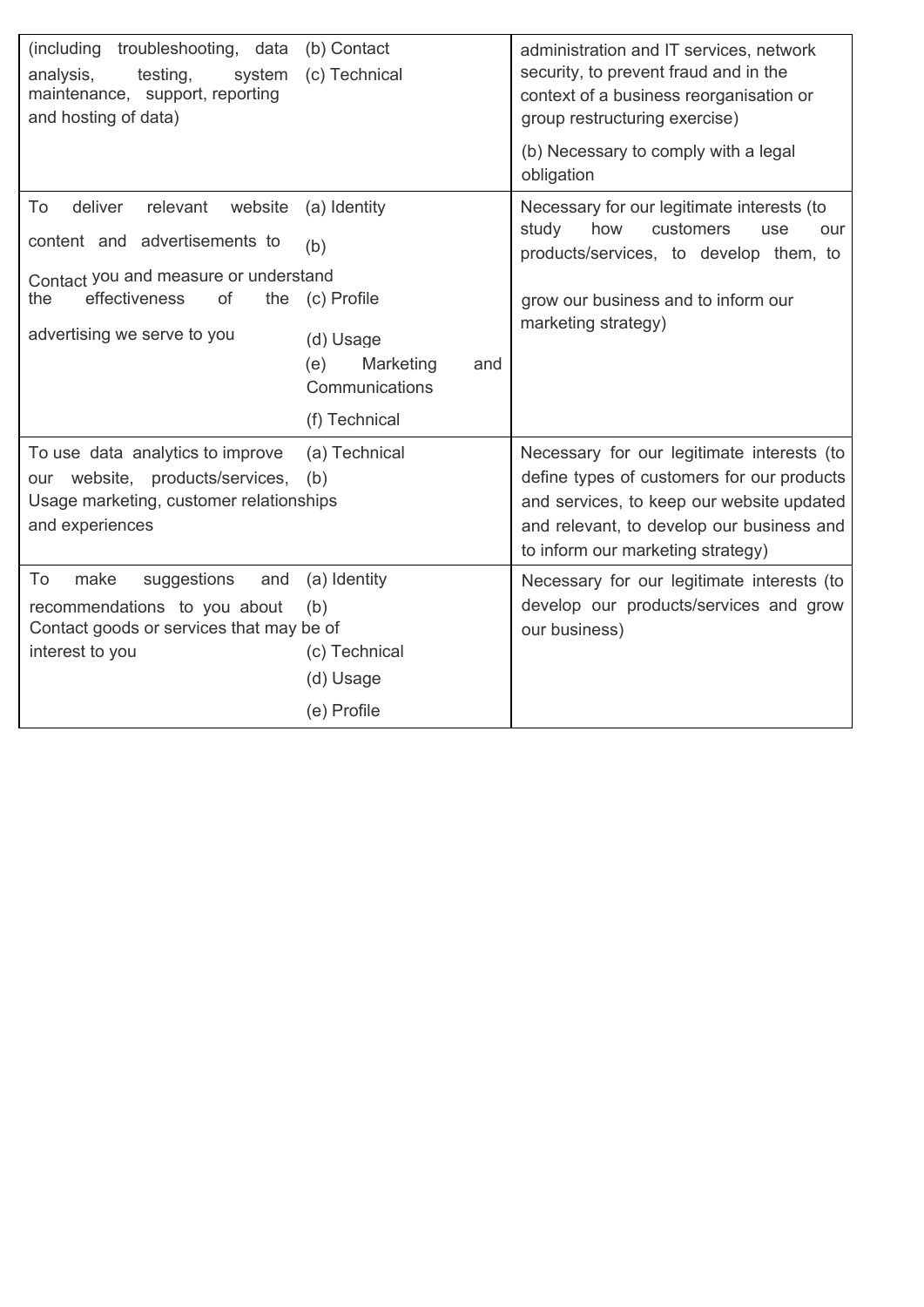| | | |
|---|---|---|
| (including troubleshooting, data analysis, testing, system maintenance, support, reporting and hosting of data) | (b) Contact<br>(c) Technical | administration and IT services, network security, to prevent fraud and in the context of a business reorganisation or group restructuring exercise)<br>(b) Necessary to comply with a legal obligation |
| To deliver relevant website content and advertisements to you and measure or understand the effectiveness of the advertising we serve to you | (a) Identity<br>(b) Contact<br>(c) Profile<br>(d) Usage<br>(e) Marketing and Communications<br>(f) Technical | Necessary for our legitimate interests (to study how customers use our products/services, to develop them, to grow our business and to inform our marketing strategy) |
| To use data analytics to improve our website, products/services, marketing, customer relationships and experiences | (a) Technical<br>(b) Usage | Necessary for our legitimate interests (to define types of customers for our products and services, to keep our website updated and relevant, to develop our business and to inform our marketing strategy) |
| To make suggestions and recommendations to you about goods or services that may be of interest to you | (a) Identity<br>(b) Contact<br>(c) Technical<br>(d) Usage<br>(e) Profile | Necessary for our legitimate interests (to develop our products/services and grow our business) |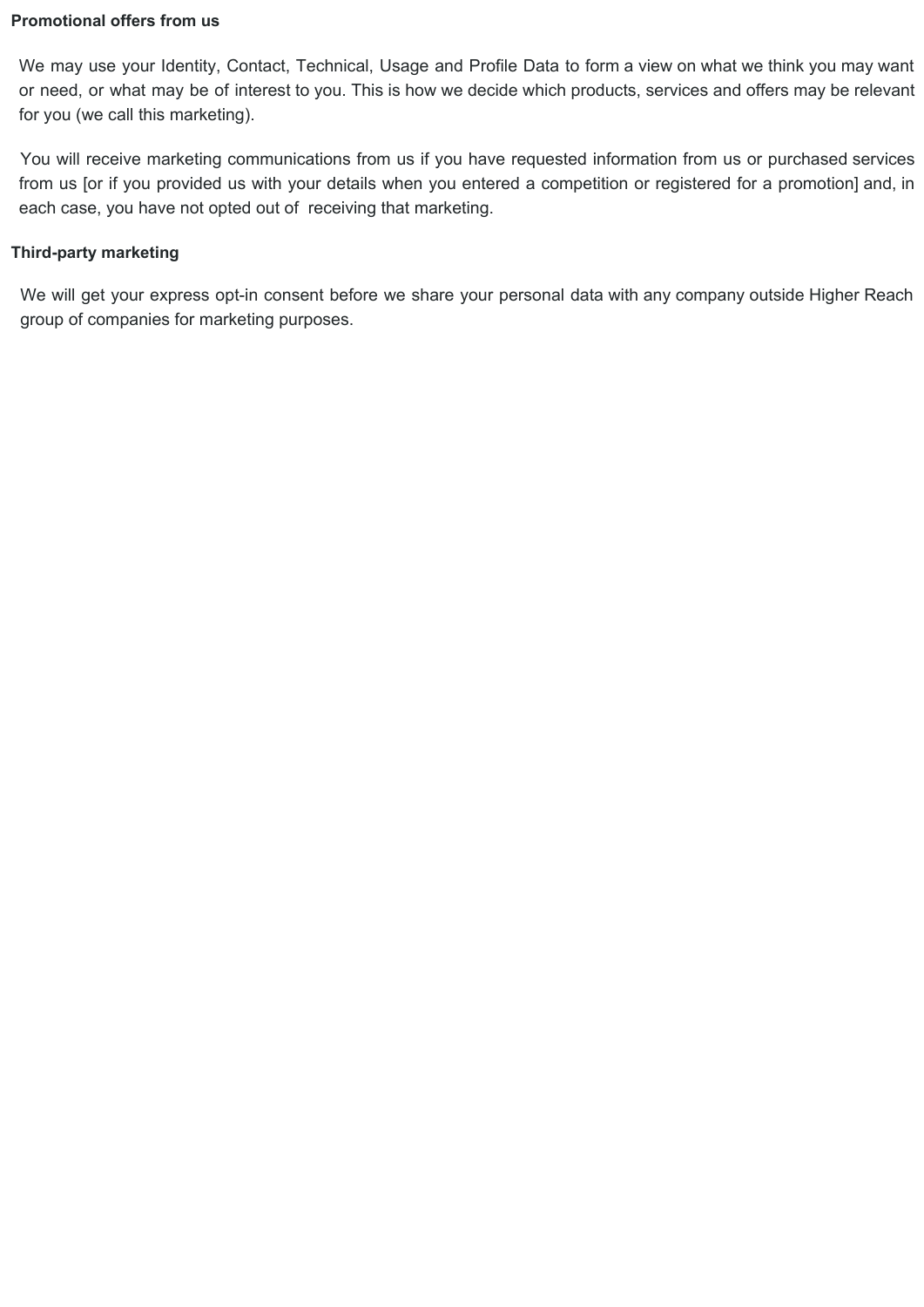**Promotional offers from us**

We may use your Identity, Contact, Technical, Usage and Profile Data to form a view on what we think you may want or need, or what may be of interest to you. This is how we decide which products, services and offers may be relevant for you (we call this marketing).

You will receive marketing communications from us if you have requested information from us or purchased services from us [or if you provided us with your details when you entered a competition or registered for a promotion] and, in each case, you have not opted out of receiving that marketing.

**Third-party marketing**

We will get your express opt-in consent before we share your personal data with any company outside Higher Reach group of companies for marketing purposes.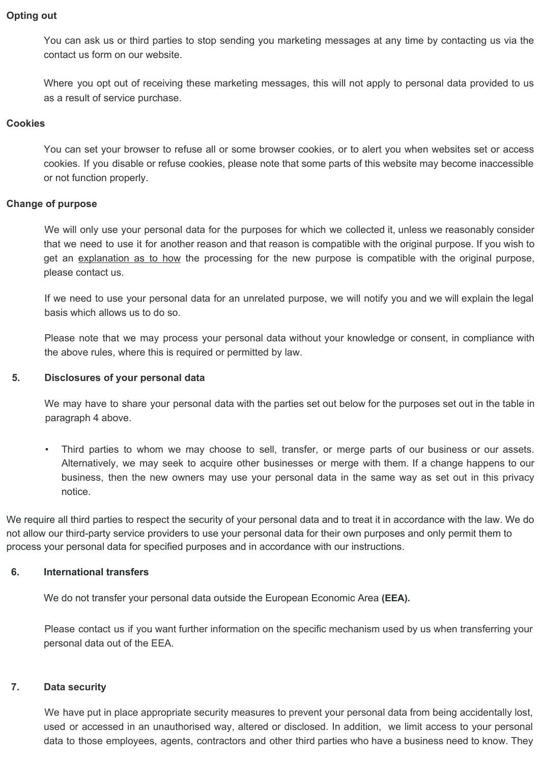**Opting out**

You can ask us or third parties to stop sending you marketing messages at any time by contacting us via the contact us form on our website.

Where you opt out of receiving these marketing messages, this will not apply to personal data provided to us as a result of service purchase.

**Cookies**

You can set your browser to refuse all or some browser cookies, or to alert you when websites set or access cookies. If you disable or refuse cookies, please note that some parts of this website may become inaccessible or not function properly.

**Change of purpose**

We will only use your personal data for the purposes for which we collected it, unless we reasonably consider that we need to use it for another reason and that reason is compatible with the original purpose. If you wish to get an explanation as to how the processing for the new purpose is compatible with the original purpose, please contact us.

If we need to use your personal data for an unrelated purpose, we will notify you and we will explain the legal basis which allows us to do so.

Please note that we may process your personal data without your knowledge or consent, in compliance with the above rules, where this is required or permitted by law.

## 5. Disclosures of your personal data

We may have to share your personal data with the parties set out below for the purposes set out in the table in paragraph 4 above.

- Third parties to whom we may choose to sell, transfer, or merge parts of our business or our assets. Alternatively, we may seek to acquire other businesses or merge with them. If a change happens to our business, then the new owners may use your personal data in the same way as set out in this privacy notice.

We require all third parties to respect the security of your personal data and to treat it in accordance with the law. We do not allow our third-party service providers to use your personal data for their own purposes and only permit them to process your personal data for specified purposes and in accordance with our instructions.

## 6. International transfers

We do not transfer your personal data outside the European Economic Area **(EEA).**

Please contact us if you want further information on the specific mechanism used by us when transferring your personal data out of the EEA.

## 7. Data security

We have put in place appropriate security measures to prevent your personal data from being accidentally lost, used or accessed in an unauthorised way, altered or disclosed. In addition, we limit access to your personal data to those employees, agents, contractors and other third parties who have a business need to know. They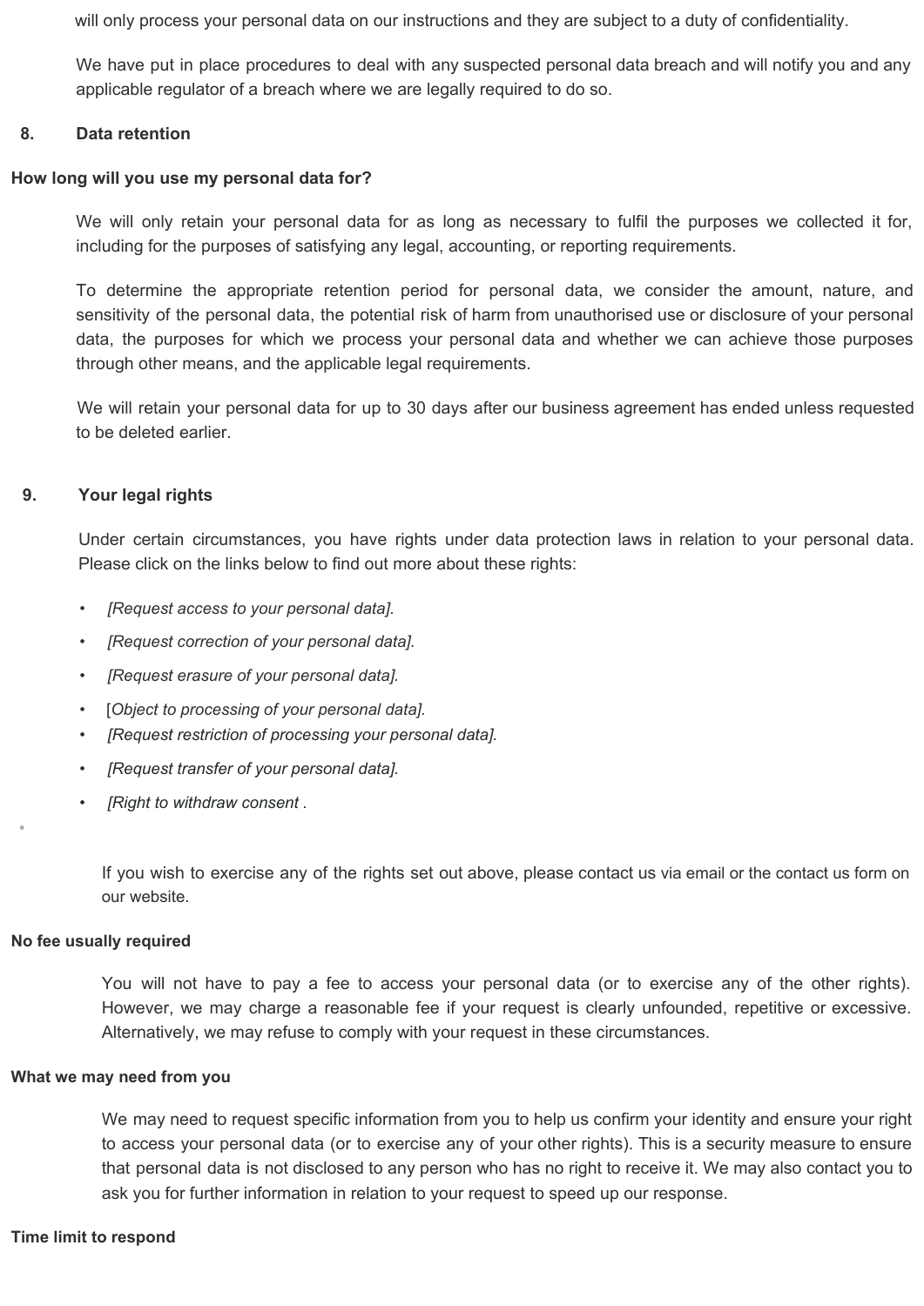will only process your personal data on our instructions and they are subject to a duty of confidentiality.

We have put in place procedures to deal with any suspected personal data breach and will notify you and any applicable regulator of a breach where we are legally required to do so.

## 8. Data retention

**How long will you use my personal data for?**

We will only retain your personal data for as long as necessary to fulfil the purposes we collected it for, including for the purposes of satisfying any legal, accounting, or reporting requirements.

To determine the appropriate retention period for personal data, we consider the amount, nature, and sensitivity of the personal data, the potential risk of harm from unauthorised use or disclosure of your personal data, the purposes for which we process your personal data and whether we can achieve those purposes through other means, and the applicable legal requirements.

We will retain your personal data for up to 30 days after our business agreement has ended unless requested to be deleted earlier.

## 9. Your legal rights

Under certain circumstances, you have rights under data protection laws in relation to your personal data. Please click on the links below to find out more about these rights:

- *[Request access to your personal data].*
- *[Request correction of your personal data].*
- *[Request erasure of your personal data].*
- [*Object to processing of your personal data].*
- *[Request restriction of processing your personal data].*
- *[Request transfer of your personal data].*
- *[Right to withdraw consent .*

If you wish to exercise any of the rights set out above, please contact us via email or the contact us form on our website.

**No fee usually required**

You will not have to pay a fee to access your personal data (or to exercise any of the other rights). However, we may charge a reasonable fee if your request is clearly unfounded, repetitive or excessive. Alternatively, we may refuse to comply with your request in these circumstances.

**What we may need from you**

We may need to request specific information from you to help us confirm your identity and ensure your right to access your personal data (or to exercise any of your other rights). This is a security measure to ensure that personal data is not disclosed to any person who has no right to receive it. We may also contact you to ask you for further information in relation to your request to speed up our response.

**Time limit to respond**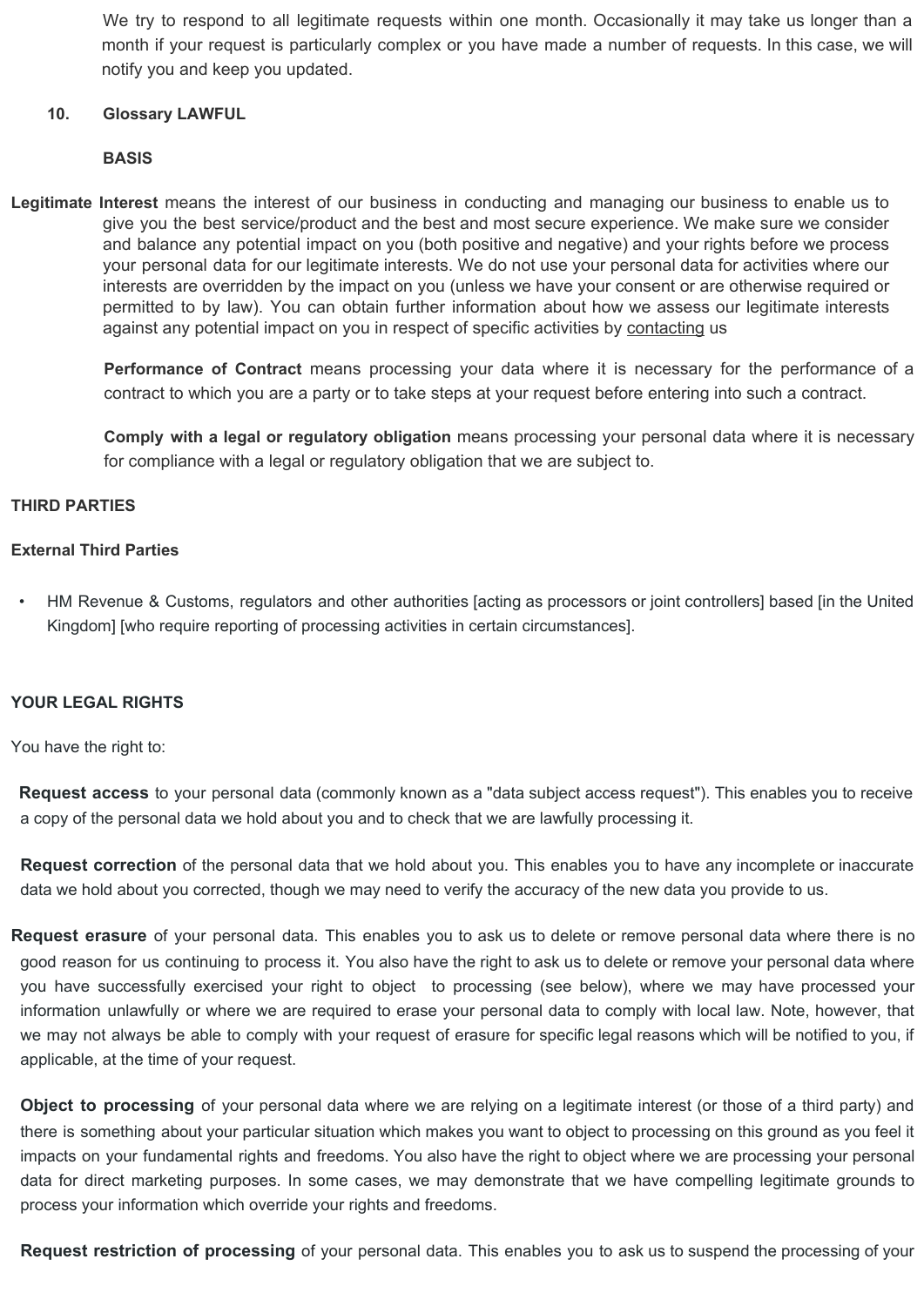We try to respond to all legitimate requests within one month. Occasionally it may take us longer than a month if your request is particularly complex or you have made a number of requests. In this case, we will notify you and keep you updated.

**10. Glossary LAWFUL**

**BASIS**

**Legitimate Interest** means the interest of our business in conducting and managing our business to enable us to give you the best service/product and the best and most secure experience. We make sure we consider and balance any potential impact on you (both positive and negative) and your rights before we process your personal data for our legitimate interests. We do not use your personal data for activities where our interests are overridden by the impact on you (unless we have your consent or are otherwise required or permitted to by law). You can obtain further information about how we assess our legitimate interests against any potential impact on you in respect of specific activities by contacting us

**Performance of Contract** means processing your data where it is necessary for the performance of a contract to which you are a party or to take steps at your request before entering into such a contract.

**Comply with a legal or regulatory obligation** means processing your personal data where it is necessary for compliance with a legal or regulatory obligation that we are subject to.

**THIRD PARTIES**

**External Third Parties**

- HM Revenue & Customs, regulators and other authorities [acting as processors or joint controllers] based [in the United Kingdom] [who require reporting of processing activities in certain circumstances].

**YOUR LEGAL RIGHTS**

You have the right to:

**Request access** to your personal data (commonly known as a "data subject access request"). This enables you to receive a copy of the personal data we hold about you and to check that we are lawfully processing it.

**Request correction** of the personal data that we hold about you. This enables you to have any incomplete or inaccurate data we hold about you corrected, though we may need to verify the accuracy of the new data you provide to us.

**Request erasure** of your personal data. This enables you to ask us to delete or remove personal data where there is no good reason for us continuing to process it. You also have the right to ask us to delete or remove your personal data where you have successfully exercised your right to object to processing (see below), where we may have processed your information unlawfully or where we are required to erase your personal data to comply with local law. Note, however, that we may not always be able to comply with your request of erasure for specific legal reasons which will be notified to you, if applicable, at the time of your request.

**Object to processing** of your personal data where we are relying on a legitimate interest (or those of a third party) and there is something about your particular situation which makes you want to object to processing on this ground as you feel it impacts on your fundamental rights and freedoms. You also have the right to object where we are processing your personal data for direct marketing purposes. In some cases, we may demonstrate that we have compelling legitimate grounds to process your information which override your rights and freedoms.

**Request restriction of processing** of your personal data. This enables you to ask us to suspend the processing of your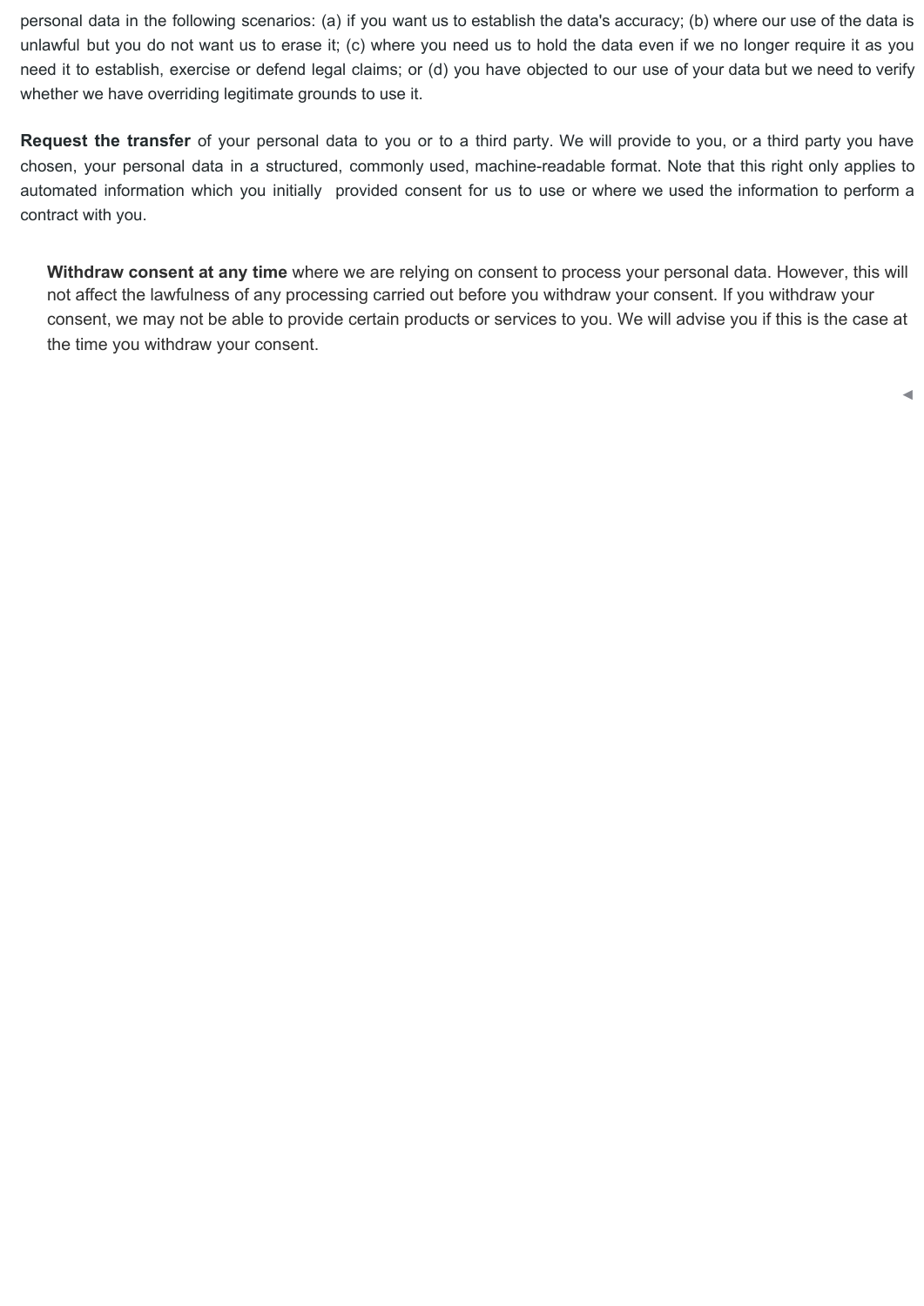personal data in the following scenarios: (a) if you want us to establish the data's accuracy; (b) where our use of the data is unlawful but you do not want us to erase it; (c) where you need us to hold the data even if we no longer require it as you need it to establish, exercise or defend legal claims; or (d) you have objected to our use of your data but we need to verify whether we have overriding legitimate grounds to use it.

**Request the transfer** of your personal data to you or to a third party. We will provide to you, or a third party you have chosen, your personal data in a structured, commonly used, machine-readable format. Note that this right only applies to automated information which you initially provided consent for us to use or where we used the information to perform a contract with you.

**Withdraw consent at any time** where we are relying on consent to process your personal data. However, this will not affect the lawfulness of any processing carried out before you withdraw your consent. If you withdraw your consent, we may not be able to provide certain products or services to you. We will advise you if this is the case at the time you withdraw your consent.